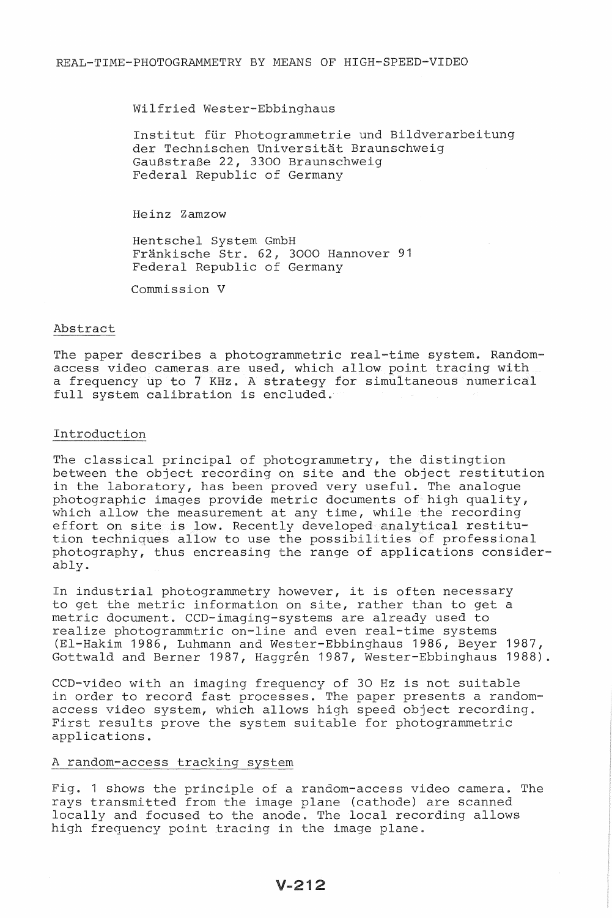# REAL-TIME-PHOTOGRAMMETRY BY MEANS OF HIGH-SPEED-VIDEO

Wilfried Wester-Ebbinghaus

Institut für Photogrammetrie und Bildverarbeitung
der Technischen Universität Braunschweig
Gaußstraße 22, 3300 Braunschweig
Federal Republic of Germany

Heinz Zamzow

Hentschel System GmbH
Fränkische Str. 62, 3000 Hannover 91
Federal Republic of Germany

Commission V

## Abstract

The paper describes a photogrammetric real-time system. Random-access video cameras are used, which allow point tracing with a frequency up to 7 KHz. A strategy for simultaneous numerical full system calibration is encluded.

## Introduction

The classical principal of photogrammetry, the distingtion between the object recording on site and the object restitution in the laboratory, has been proved very useful. The analogue photographic images provide metric documents of high quality, which allow the measurement at any time, while the recording effort on site is low. Recently developed analytical restitution techniques allow to use the possibilities of professional photography, thus encreasing the range of applications considerably.

In industrial photogrammetry however, it is often necessary to get the metric information on site, rather than to get a metric document. CCD-imaging-systems are already used to realize photogrammtric on-line and even real-time systems (El-Hakim 1986, Luhmann and Wester-Ebbinghaus 1986, Beyer 1987, Gottwald and Berner 1987, Haggrén 1987, Wester-Ebbinghaus 1988).

CCD-video with an imaging frequency of 30 Hz is not suitable in order to record fast processes. The paper presents a random-access video system, which allows high speed object recording. First results prove the system suitable for photogrammetric applications.

## A random-access tracking system

Fig. 1 shows the principle of a random-access video camera. The rays transmitted from the image plane (cathode) are scanned locally and focused to the anode. The local recording allows high frequency point tracing in the image plane.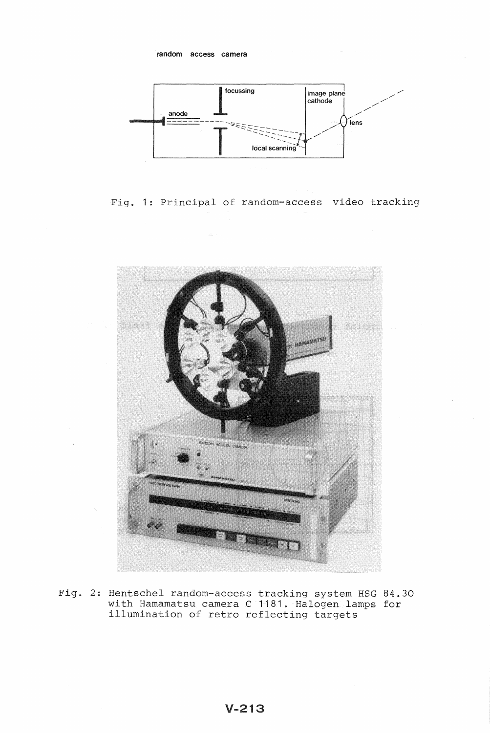Fig. 1: Principal of random-access video tracking

Fig. 2: Hentschel random-access tracking system HSG 84.30 with Hamamatsu camera C 1181. Halogen lamps for illumination of retro reflecting targets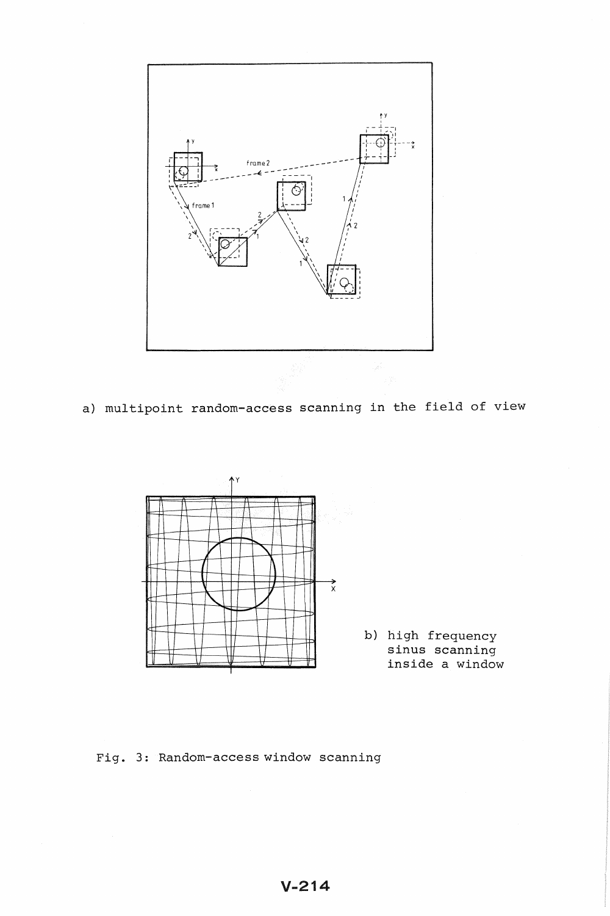a) multipoint random-access scanning in the field of view

b) high frequency sinus scanning inside a window

Fig. 3: Random-access window scanning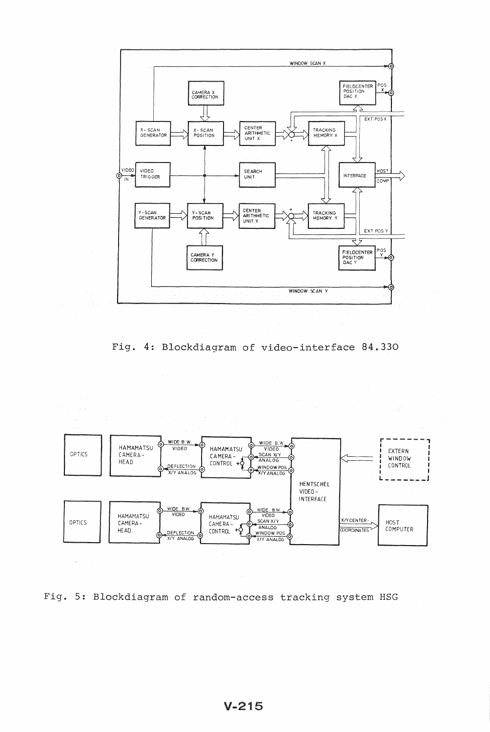Fig. 4: Blockdiagram of video-interface 84.330

Fig. 5: Blockdiagram of random-access tracking system HSG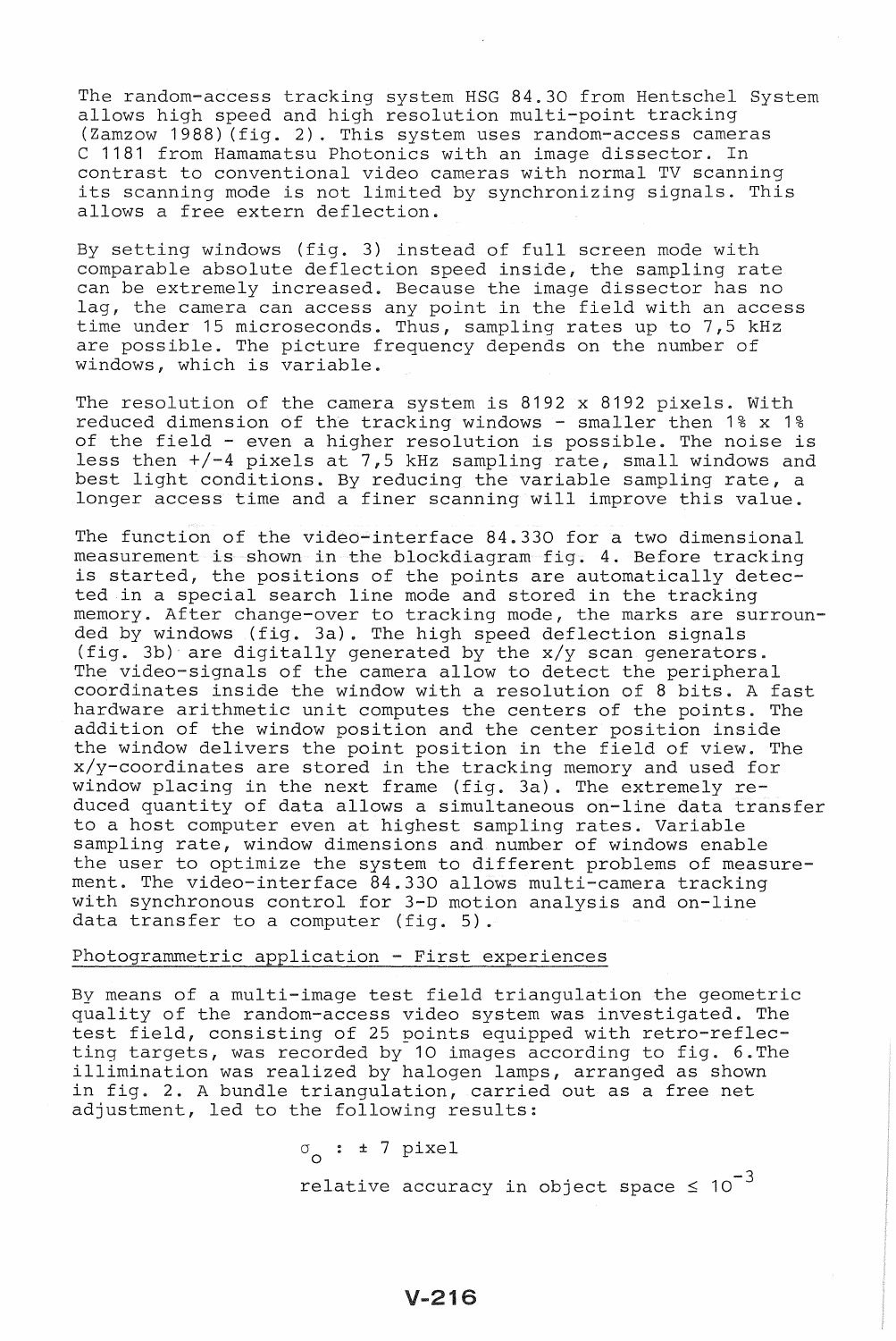The random-access tracking system HSG 84.30 from Hentschel System allows high speed and high resolution multi-point tracking (Zamzow 1988)(fig. 2). This system uses random-access cameras C 1181 from Hamamatsu Photonics with an image dissector. In contrast to conventional video cameras with normal TV scanning its scanning mode is not limited by synchronizing signals. This allows a free extern deflection.

By setting windows (fig. 3) instead of full screen mode with comparable absolute deflection speed inside, the sampling rate can be extremely increased. Because the image dissector has no lag, the camera can access any point in the field with an access time under 15 microseconds. Thus, sampling rates up to 7,5 kHz are possible. The picture frequency depends on the number of windows, which is variable.

The resolution of the camera system is 8192 x 8192 pixels. With reduced dimension of the tracking windows - smaller then 1% x 1% of the field - even a higher resolution is possible. The noise is less then +/-4 pixels at 7,5 kHz sampling rate, small windows and best light conditions. By reducing the variable sampling rate, a longer access time and a finer scanning will improve this value.

The function of the video-interface 84.330 for a two dimensional measurement is shown in the blockdiagram fig. 4. Before tracking is started, the positions of the points are automatically detected in a special search line mode and stored in the tracking memory. After change-over to tracking mode, the marks are surrounded by windows (fig. 3a). The high speed deflection signals (fig. 3b) are digitally generated by the x/y scan generators. The video-signals of the camera allow to detect the peripheral coordinates inside the window with a resolution of 8 bits. A fast hardware arithmetic unit computes the centers of the points. The addition of the window position and the center position inside the window delivers the point position in the field of view. The x/y-coordinates are stored in the tracking memory and used for window placing in the next frame (fig. 3a). The extremely reduced quantity of data allows a simultaneous on-line data transfer to a host computer even at highest sampling rates. Variable sampling rate, window dimensions and number of windows enable the user to optimize the system to different problems of measurement. The video-interface 84.330 allows multi-camera tracking with synchronous control for 3-D motion analysis and on-line data transfer to a computer (fig. 5).

## Photogrammetric application - First experiences

By means of a multi-image test field triangulation the geometric quality of the random-access video system was investigated. The test field, consisting of 25 points equipped with retro-reflecting targets, was recorded by 10 images according to fig. 6.The illimination was realized by halogen lamps, arranged as shown in fig. 2. A bundle triangulation, carried out as a free net adjustment, led to the following results:

$\sigma_o$ : ± 7 pixel

relative accuracy in object space $\leq 10^{-3}$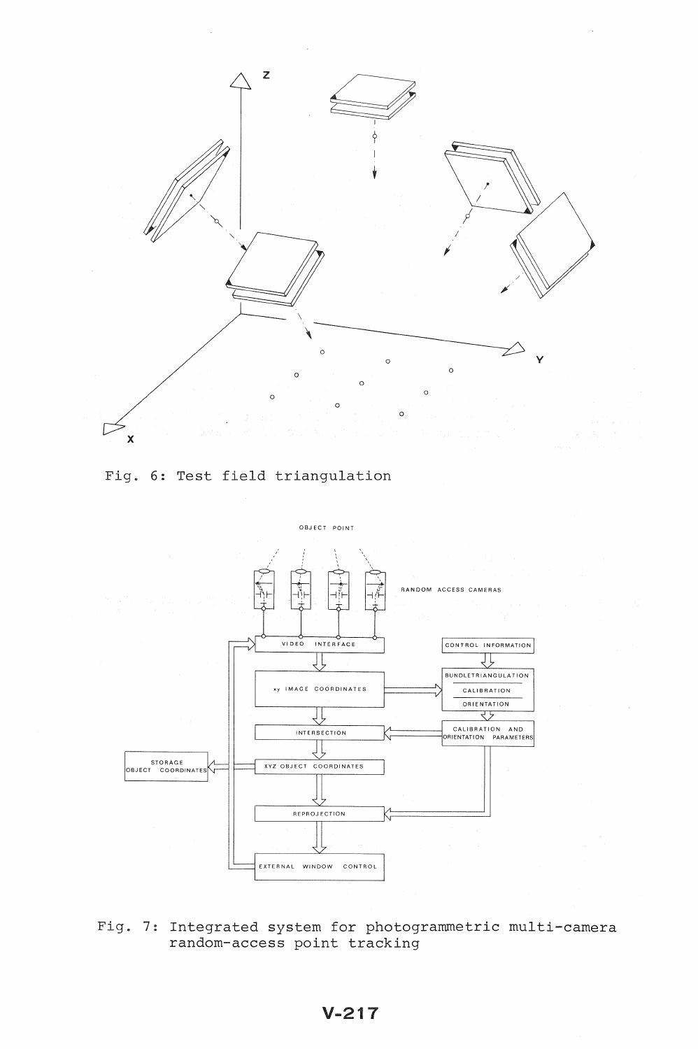Fig. 6: Test field triangulation

Fig. 7: Integrated system for photogrammetric multi-camera random-access point tracking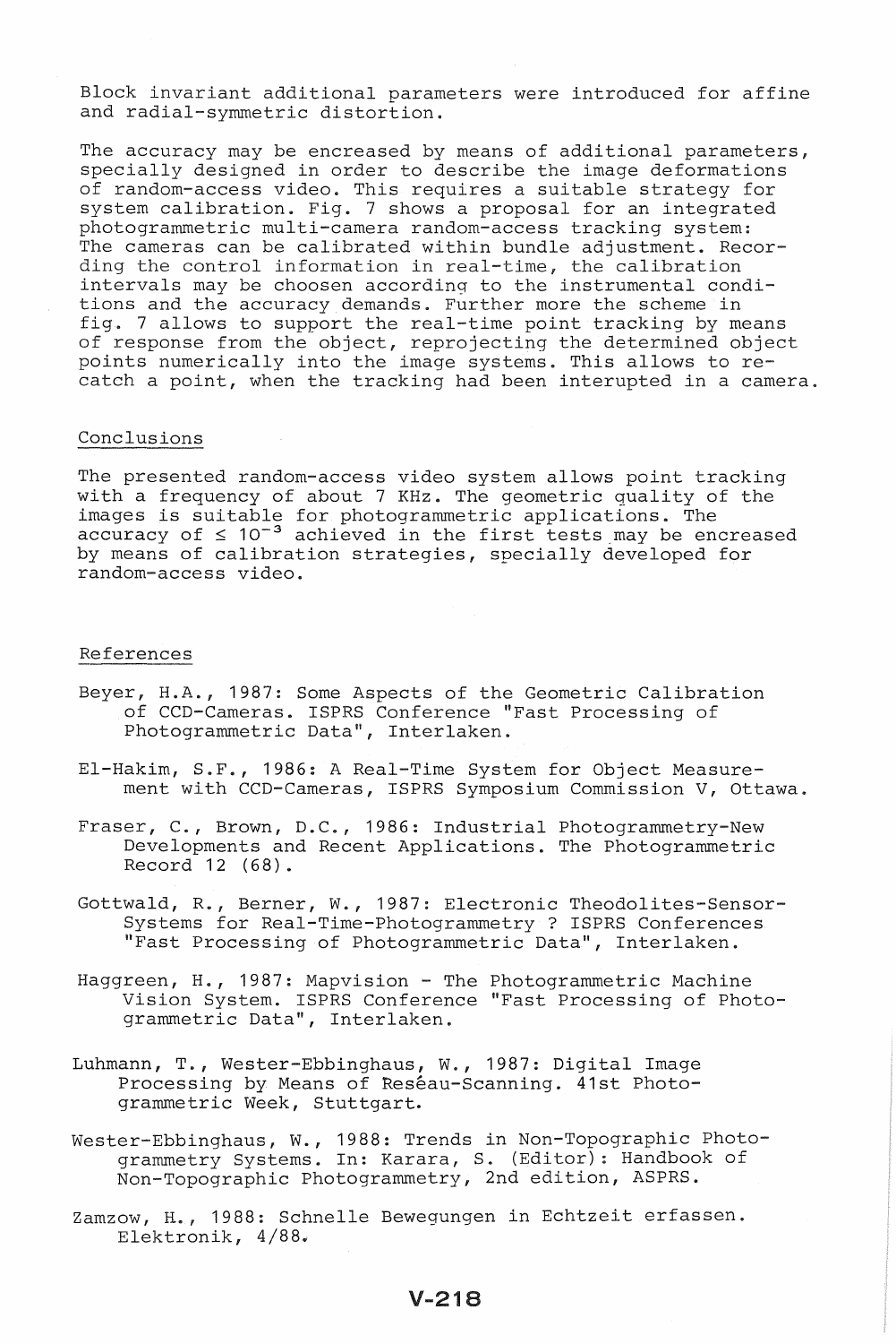Block invariant additional parameters were introduced for affine and radial-symmetric distortion.

The accuracy may be encreased by means of additional parameters, specially designed in order to describe the image deformations of random-access video. This requires a suitable strategy for system calibration. Fig. 7 shows a proposal for an integrated photogrammetric multi-camera random-access tracking system: The cameras can be calibrated within bundle adjustment. Recording the control information in real-time, the calibration intervals may be choosen according to the instrumental conditions and the accuracy demands. Further more the scheme in fig. 7 allows to support the real-time point tracking by means of response from the object, reprojecting the determined object points numerically into the image systems. This allows to recatch a point, when the tracking had been interupted in a camera.

## Conclusions

The presented random-access video system allows point tracking with a frequency of about 7 KHz. The geometric quality of the images is suitable for photogrammetric applications. The accuracy of $\leq 10^{-3}$ achieved in the first tests may be encreased by means of calibration strategies, specially developed for random-access video.

## References

Beyer, H.A., 1987: Some Aspects of the Geometric Calibration of CCD-Cameras. ISPRS Conference "Fast Processing of Photogrammetric Data", Interlaken.

El-Hakim, S.F., 1986: A Real-Time System for Object Measurement with CCD-Cameras, ISPRS Symposium Commission V, Ottawa.

Fraser, C., Brown, D.C., 1986: Industrial Photogrammetry-New Developments and Recent Applications. The Photogrammetric Record 12 (68).

Gottwald, R., Berner, W., 1987: Electronic Theodolites-Sensor-Systems for Real-Time-Photogrammetry ? ISPRS Conferences "Fast Processing of Photogrammetric Data", Interlaken.

Haggreen, H., 1987: Mapvision - The Photogrammetric Machine Vision System. ISPRS Conference "Fast Processing of Photogrammetric Data", Interlaken.

Luhmann, T., Wester-Ebbinghaus, W., 1987: Digital Image Processing by Means of Reséau-Scanning. 41st Photogrammetric Week, Stuttgart.

Wester-Ebbinghaus, W., 1988: Trends in Non-Topographic Photogrammetry Systems. In: Karara, S. (Editor): Handbook of Non-Topographic Photogrammetry, 2nd edition, ASPRS.

Zamzow, H., 1988: Schnelle Bewegungen in Echtzeit erfassen. Elektronik, 4/88.